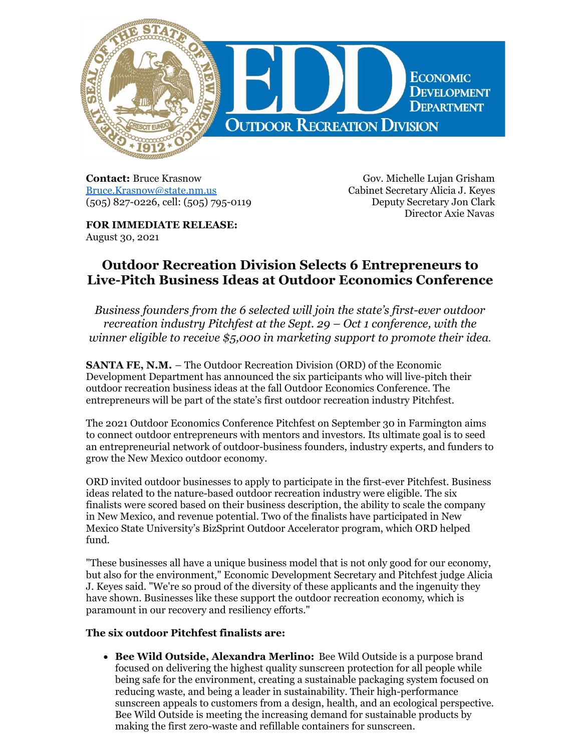**Contact:** Bruce Krasnow
[Bruce.Krasnow@state.nm.us](mailto:Bruce.Krasnow@state.nm.us)
(505) 827-0226, cell: (505) 795-0119

Gov. Michelle Lujan Grisham
Cabinet Secretary Alicia J. Keyes
Deputy Secretary Jon Clark
Director Axie Navas

**FOR IMMEDIATE RELEASE:**
August 30, 2021

## Outdoor Recreation Division Selects 6 Entrepreneurs to Live-Pitch Business Ideas at Outdoor Economics Conference

*Business founders from the 6 selected will join the state's first-ever outdoor recreation industry Pitchfest at the Sept. 29 – Oct 1 conference, with the winner eligible to receive $5,000 in marketing support to promote their idea.*

**SANTA FE, N.M.** – The Outdoor Recreation Division (ORD) of the Economic Development Department has announced the six participants who will live-pitch their outdoor recreation business ideas at the fall Outdoor Economics Conference. The entrepreneurs will be part of the state's first outdoor recreation industry Pitchfest.

The 2021 Outdoor Economics Conference Pitchfest on September 30 in Farmington aims to connect outdoor entrepreneurs with mentors and investors. Its ultimate goal is to seed an entrepreneurial network of outdoor-business founders, industry experts, and funders to grow the New Mexico outdoor economy.

ORD invited outdoor businesses to apply to participate in the first-ever Pitchfest. Business ideas related to the nature-based outdoor recreation industry were eligible. The six finalists were scored based on their business description, the ability to scale the company in New Mexico, and revenue potential. Two of the finalists have participated in New Mexico State University's BizSprint Outdoor Accelerator program, which ORD helped fund.

"These businesses all have a unique business model that is not only good for our economy, but also for the environment," Economic Development Secretary and Pitchfest judge Alicia J. Keyes said. "We're so proud of the diversity of these applicants and the ingenuity they have shown. Businesses like these support the outdoor recreation economy, which is paramount in our recovery and resiliency efforts."

**The six outdoor Pitchfest finalists are:**

- **Bee Wild Outside, Alexandra Merlino:** Bee Wild Outside is a purpose brand focused on delivering the highest quality sunscreen protection for all people while being safe for the environment, creating a sustainable packaging system focused on reducing waste, and being a leader in sustainability. Their high-performance sunscreen appeals to customers from a design, health, and an ecological perspective. Bee Wild Outside is meeting the increasing demand for sustainable products by making the first zero-waste and refillable containers for sunscreen.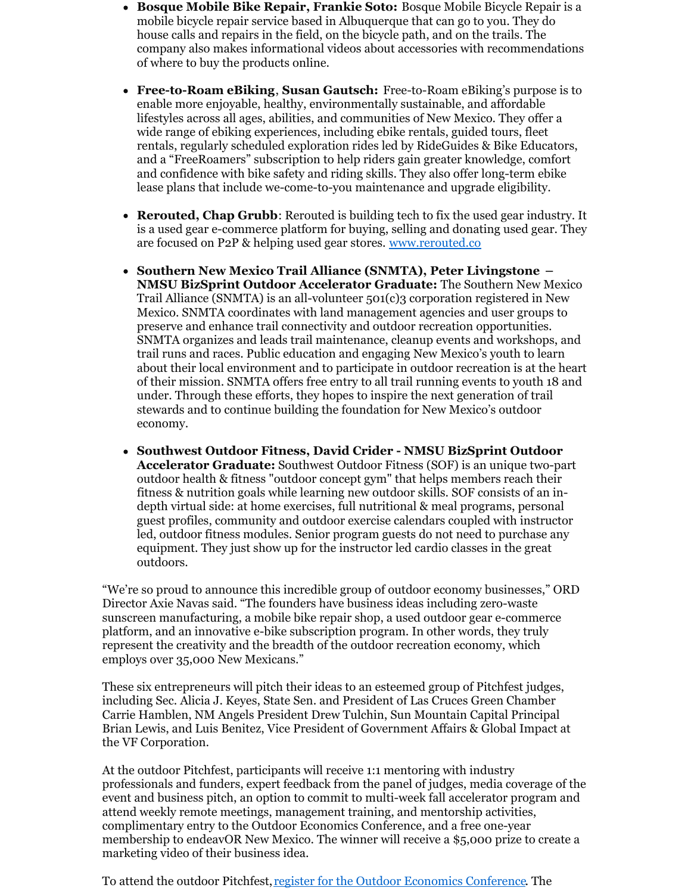- **Bosque Mobile Bike Repair, Frankie Soto:** Bosque Mobile Bicycle Repair is a mobile bicycle repair service based in Albuquerque that can go to you. They do house calls and repairs in the field, on the bicycle path, and on the trails. The company also makes informational videos about accessories with recommendations of where to buy the products online.

- **Free-to-Roam eBiking**, **Susan Gautsch:** Free-to-Roam eBiking's purpose is to enable more enjoyable, healthy, environmentally sustainable, and affordable lifestyles across all ages, abilities, and communities of New Mexico. They offer a wide range of ebiking experiences, including ebike rentals, guided tours, fleet rentals, regularly scheduled exploration rides led by RideGuides & Bike Educators, and a "FreeRoamers" subscription to help riders gain greater knowledge, comfort and confidence with bike safety and riding skills. They also offer long-term ebike lease plans that include we-come-to-you maintenance and upgrade eligibility.

- **Rerouted, Chap Grubb**: Rerouted is building tech to fix the used gear industry. It is a used gear e-commerce platform for buying, selling and donating used gear. They are focused on P2P & helping used gear stores. [www.rerouted.co](www.rerouted.co)

- **Southern New Mexico Trail Alliance (SNMTA), Peter Livingstone – NMSU BizSprint Outdoor Accelerator Graduate:** The Southern New Mexico Trail Alliance (SNMTA) is an all-volunteer 501(c)3 corporation registered in New Mexico. SNMTA coordinates with land management agencies and user groups to preserve and enhance trail connectivity and outdoor recreation opportunities. SNMTA organizes and leads trail maintenance, cleanup events and workshops, and trail runs and races. Public education and engaging New Mexico's youth to learn about their local environment and to participate in outdoor recreation is at the heart of their mission. SNMTA offers free entry to all trail running events to youth 18 and under. Through these efforts, they hopes to inspire the next generation of trail stewards and to continue building the foundation for New Mexico's outdoor economy.

- **Southwest Outdoor Fitness, David Crider - NMSU BizSprint Outdoor Accelerator Graduate:** Southwest Outdoor Fitness (SOF) is an unique two-part outdoor health & fitness "outdoor concept gym" that helps members reach their fitness & nutrition goals while learning new outdoor skills. SOF consists of an in-depth virtual side: at home exercises, full nutritional & meal programs, personal guest profiles, community and outdoor exercise calendars coupled with instructor led, outdoor fitness modules. Senior program guests do not need to purchase any equipment. They just show up for the instructor led cardio classes in the great outdoors.

"We're so proud to announce this incredible group of outdoor economy businesses," ORD Director Axie Navas said. "The founders have business ideas including zero-waste sunscreen manufacturing, a mobile bike repair shop, a used outdoor gear e-commerce platform, and an innovative e-bike subscription program. In other words, they truly represent the creativity and the breadth of the outdoor recreation economy, which employs over 35,000 New Mexicans."

These six entrepreneurs will pitch their ideas to an esteemed group of Pitchfest judges, including Sec. Alicia J. Keyes, State Sen. and President of Las Cruces Green Chamber Carrie Hamblen, NM Angels President Drew Tulchin, Sun Mountain Capital Principal Brian Lewis, and Luis Benitez, Vice President of Government Affairs & Global Impact at the VF Corporation.

At the outdoor Pitchfest, participants will receive 1:1 mentoring with industry professionals and funders, expert feedback from the panel of judges, media coverage of the event and business pitch, an option to commit to multi-week fall accelerator program and attend weekly remote meetings, management training, and mentorship activities, complimentary entry to the Outdoor Economics Conference, and a free one-year membership to endeavOR New Mexico. The winner will receive a $5,000 prize to create a marketing video of their business idea.

To attend the outdoor Pitchfest, register for the Outdoor Economics Conference. The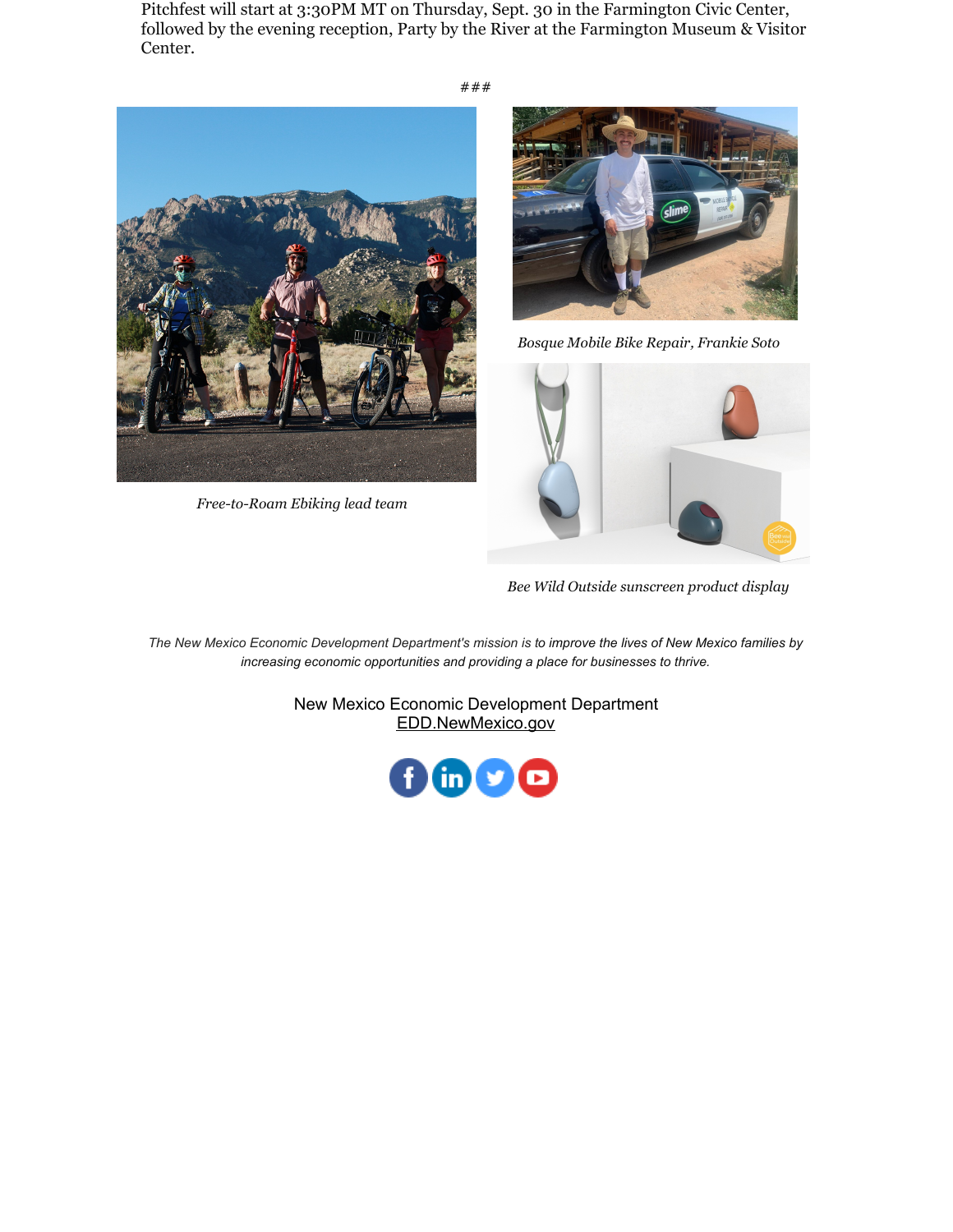Pitchfest will start at 3:30PM MT on Thursday, Sept. 30 in the Farmington Civic Center, followed by the evening reception, Party by the River at the Farmington Museum & Visitor Center.

###

*Free-to-Roam Ebiking lead team*

*Bosque Mobile Bike Repair, Frankie Soto*

*Bee Wild Outside sunscreen product display*

*The New Mexico Economic Development Department's mission is to improve the lives of New Mexico families by increasing economic opportunities and providing a place for businesses to thrive.*

New Mexico Economic Development Department
EDD.NewMexico.gov